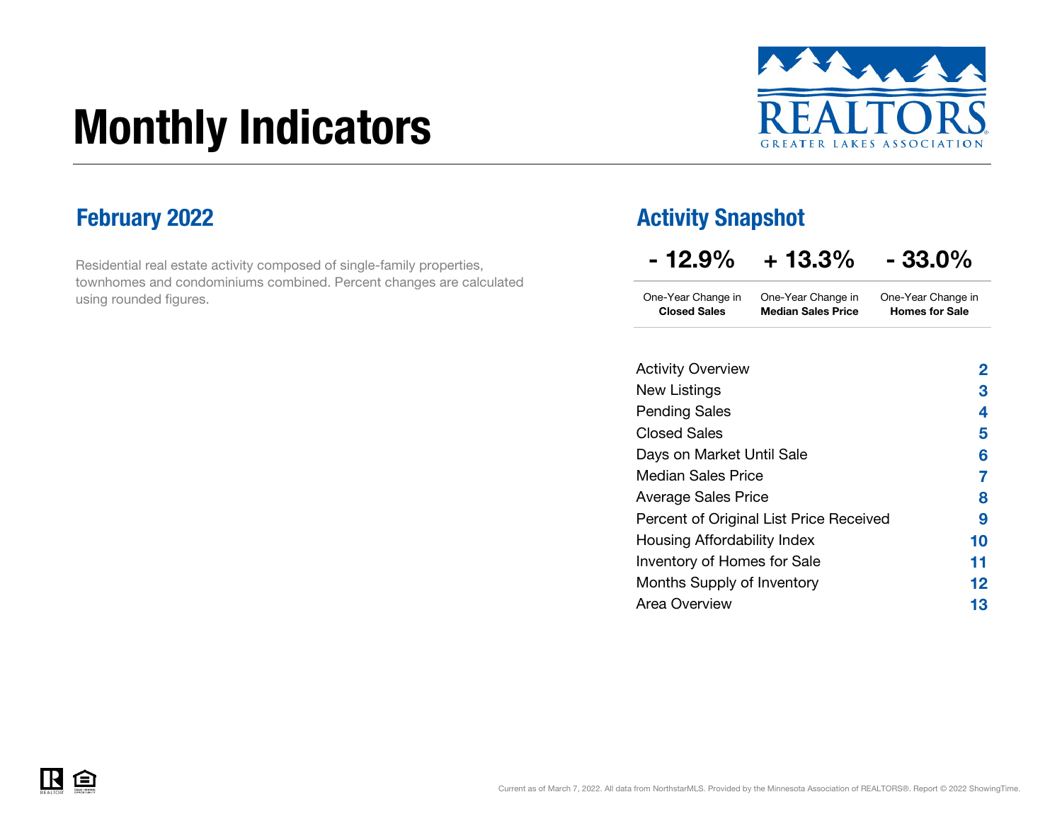# Monthly Indicators

REALTORS GREATER LAKES ASSOCIATION

## February 2022

Residential real estate activity composed of single-family properties, townhomes and condominiums combined. Percent changes are calculated using rounded figures.

## Activity Snapshot

| - 12.9% | + 13.3% | - 33.0% |
|---|---|---|
| One-Year Change in **Closed Sales** | One-Year Change in **Median Sales Price** | One-Year Change in **Homes for Sale** |

| | |
|---|---|
| Activity Overview | 2 |
| New Listings | 3 |
| Pending Sales | 4 |
| Closed Sales | 5 |
| Days on Market Until Sale | 6 |
| Median Sales Price | 7 |
| Average Sales Price | 8 |
| Percent of Original List Price Received | 9 |
| Housing Affordability Index | 10 |
| Inventory of Homes for Sale | 11 |
| Months Supply of Inventory | 12 |
| Area Overview | 13 |

Current as of March 7, 2022. All data from NorthstarMLS. Provided by the Minnesota Association of REALTORS®. Report © 2022 ShowingTime.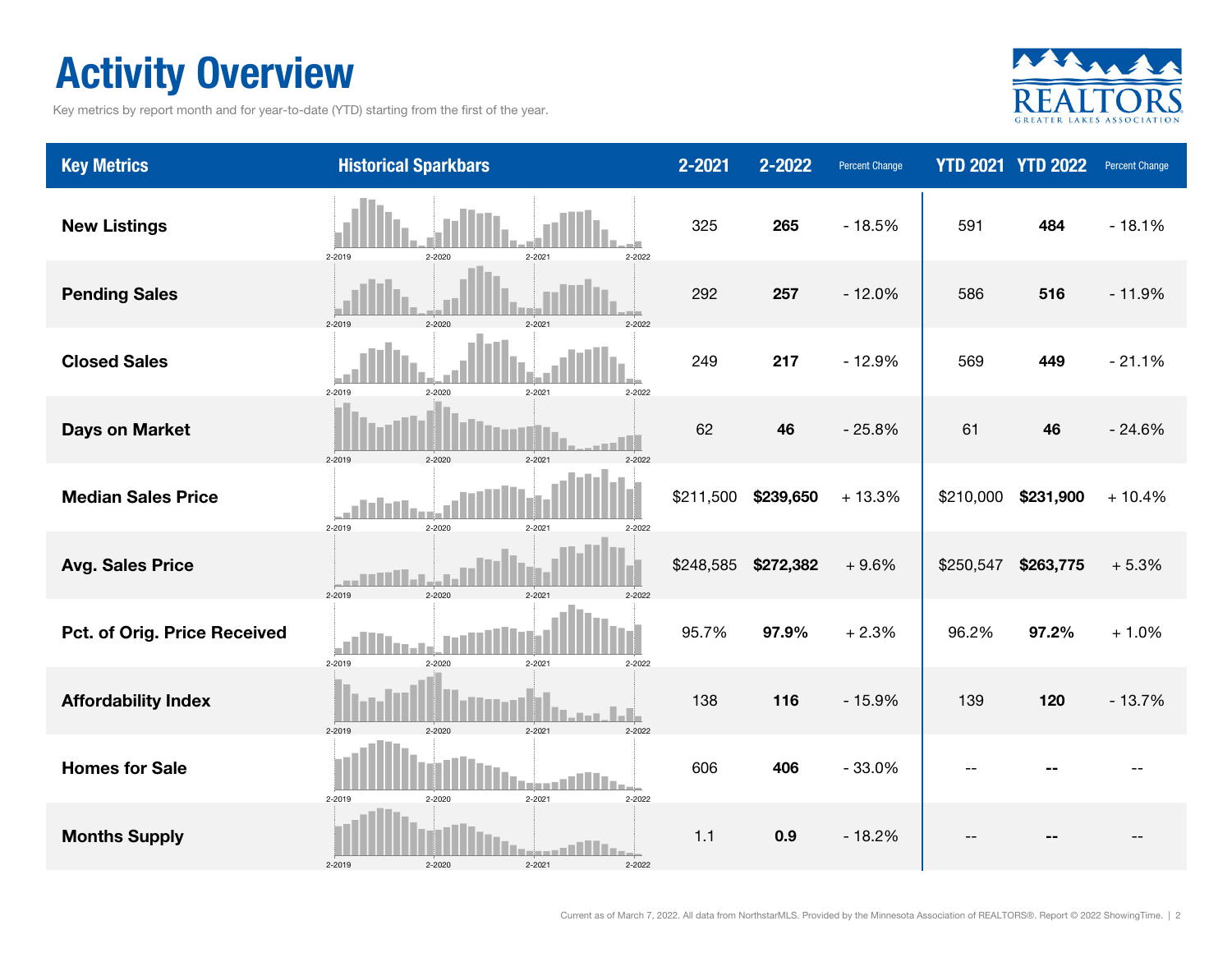# Activity Overview

Key metrics by report month and for year-to-date (YTD) starting from the first of the year.

| Key Metrics | Historical Sparkbars | 2-2021 | 2-2022 | Percent Change | YTD 2021 | YTD 2022 | Percent Change |
|---|---|---|---|---|---|---|---|
| New Listings | 2-2019 2-2020 2-2021 2-2022 | 325 | **265** | - 18.5% | 591 | **484** | - 18.1% |
| Pending Sales | 2-2019 2-2020 2-2021 2-2022 | 292 | **257** | - 12.0% | 586 | **516** | - 11.9% |
| Closed Sales | 2-2019 2-2020 2-2021 2-2022 | 249 | **217** | - 12.9% | 569 | **449** | - 21.1% |
| Days on Market | 2-2019 2-2020 2-2021 2-2022 | 62 | **46** | - 25.8% | 61 | **46** | - 24.6% |
| Median Sales Price | 2-2019 2-2020 2-2021 2-2022 | $211,500 | **$239,650** | + 13.3% | $210,000 | **$231,900** | + 10.4% |
| Avg. Sales Price | 2-2019 2-2020 2-2021 2-2022 | $248,585 | **$272,382** | + 9.6% | $250,547 | **$263,775** | + 5.3% |
| Pct. of Orig. Price Received | 2-2019 2-2020 2-2021 2-2022 | 95.7% | **97.9%** | + 2.3% | 96.2% | **97.2%** | + 1.0% |
| Affordability Index | 2-2019 2-2020 2-2021 2-2022 | 138 | **116** | - 15.9% | 139 | **120** | - 13.7% |
| Homes for Sale | 2-2019 2-2020 2-2021 2-2022 | 606 | **406** | - 33.0% | -- | **--** | -- |
| Months Supply | 2-2019 2-2020 2-2021 2-2022 | 1.1 | **0.9** | - 18.2% | -- | **--** | -- |

Current as of March 7, 2022. All data from NorthstarMLS. Provided by the Minnesota Association of REALTORS®. Report © 2022 ShowingTime.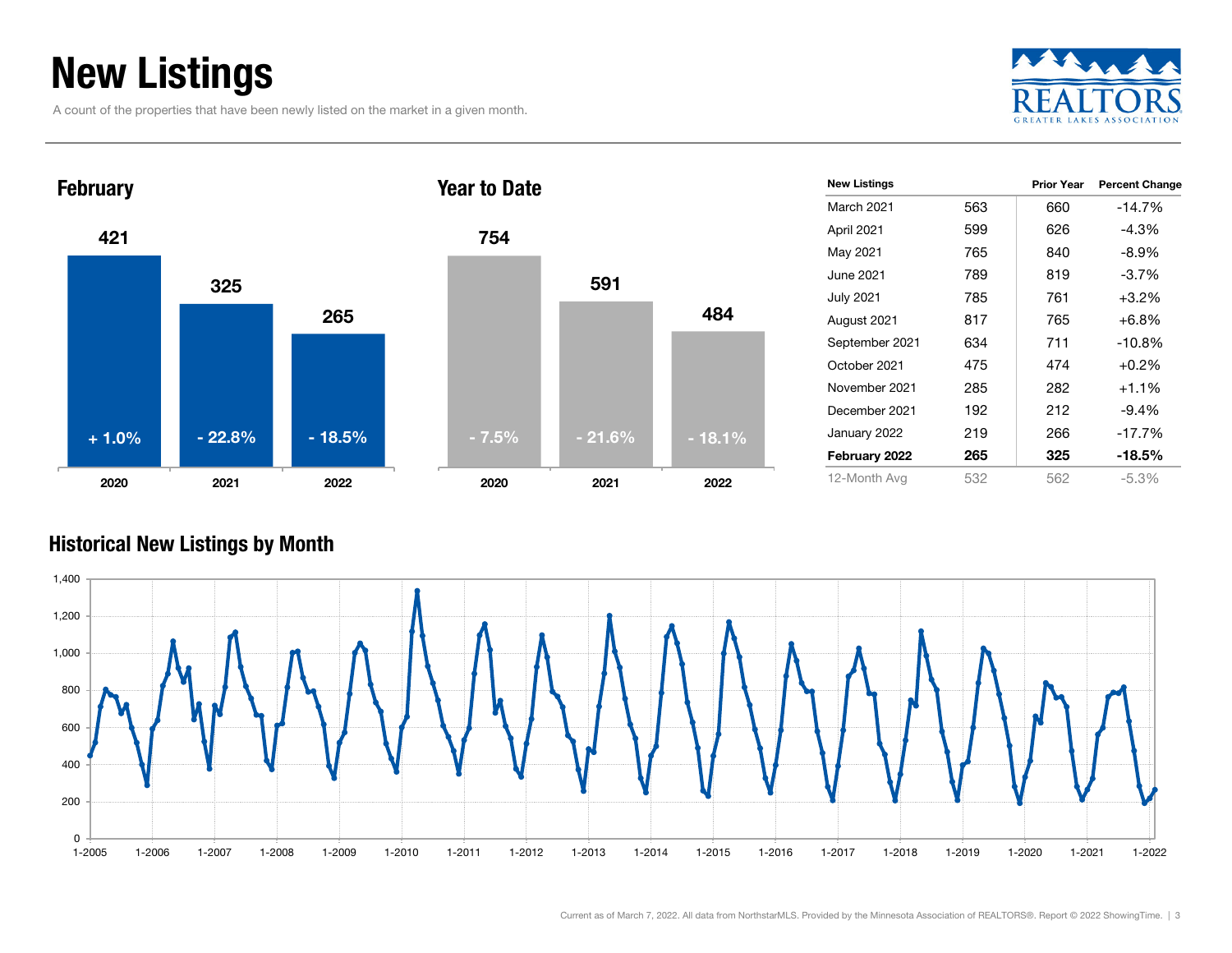# New Listings

A count of the properties that have been newly listed on the market in a given month.

### February

| Year | New Listings | Change |
|---|---|---|
| 2020 | 421 | + 1.0% |
| 2021 | 325 | - 22.8% |
| 2022 | 265 | - 18.5% |

### Year to Date

| Year | New Listings | Change |
|---|---|---|
| 2020 | 754 | - 7.5% |
| 2021 | 591 | - 21.6% |
| 2022 | 484 | - 18.1% |

| New Listings | | Prior Year | Percent Change |
|---|---|---|---|
| March 2021 | 563 | 660 | -14.7% |
| April 2021 | 599 | 626 | -4.3% |
| May 2021 | 765 | 840 | -8.9% |
| June 2021 | 789 | 819 | -3.7% |
| July 2021 | 785 | 761 | +3.2% |
| August 2021 | 817 | 765 | +6.8% |
| September 2021 | 634 | 711 | -10.8% |
| October 2021 | 475 | 474 | +0.2% |
| November 2021 | 285 | 282 | +1.1% |
| December 2021 | 192 | 212 | -9.4% |
| January 2022 | 219 | 266 | -17.7% |
| **February 2022** | **265** | **325** | **-18.5%** |
| 12-Month Avg | 532 | 562 | -5.3% |

### Historical New Listings by Month

Current as of March 7, 2022. All data from NorthstarMLS. Provided by the Minnesota Association of REALTORS®. Report © 2022 ShowingTime.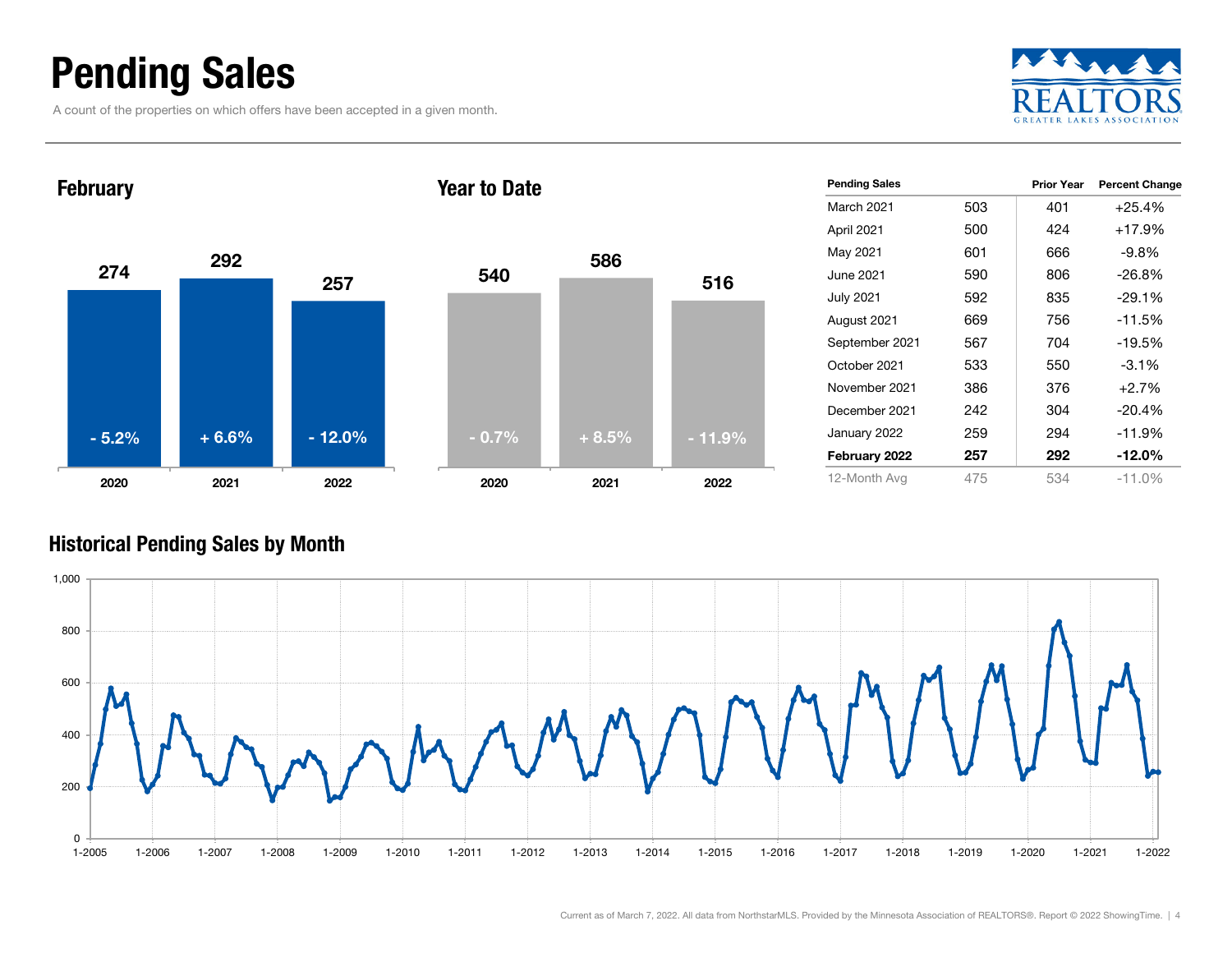# Pending Sales

A count of the properties on which offers have been accepted in a given month.

## February

| | 2020 | 2021 | 2022 |
|---|---|---|---|
| Pending Sales | 274 | 292 | 257 |
| Change | - 5.2% | + 6.6% | - 12.0% |

## Year to Date

| | 2020 | 2021 | 2022 |
|---|---|---|---|
| Pending Sales | 540 | 586 | 516 |
| Change | - 0.7% | + 8.5% | - 11.9% |

| Pending Sales | | Prior Year | Percent Change |
|---|---|---|---|
| March 2021 | 503 | 401 | +25.4% |
| April 2021 | 500 | 424 | +17.9% |
| May 2021 | 601 | 666 | -9.8% |
| June 2021 | 590 | 806 | -26.8% |
| July 2021 | 592 | 835 | -29.1% |
| August 2021 | 669 | 756 | -11.5% |
| September 2021 | 567 | 704 | -19.5% |
| October 2021 | 533 | 550 | -3.1% |
| November 2021 | 386 | 376 | +2.7% |
| December 2021 | 242 | 304 | -20.4% |
| January 2022 | 259 | 294 | -11.9% |
| **February 2022** | **257** | **292** | **-12.0%** |
| 12-Month Avg | 475 | 534 | -11.0% |

## Historical Pending Sales by Month

Current as of March 7, 2022. All data from NorthstarMLS. Provided by the Minnesota Association of REALTORS®. Report © 2022 ShowingTime.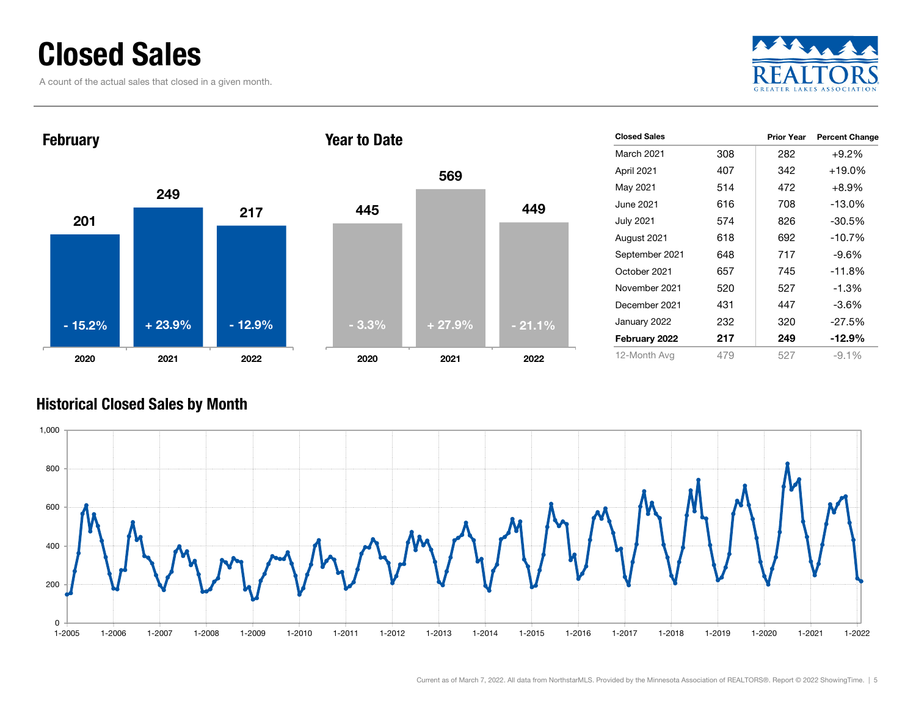# Closed Sales

A count of the actual sales that closed in a given month.

## February

| 2020 | 2021 | 2022 |
|---|---|---|
| 201 | 249 | 217 |
| - 15.2% | + 23.9% | - 12.9% |

## Year to Date

| 2020 | 2021 | 2022 |
|---|---|---|
| 445 | 569 | 449 |
| - 3.3% | + 27.9% | - 21.1% |

| Closed Sales | | Prior Year | Percent Change |
|---|---|---|---|
| March 2021 | 308 | 282 | +9.2% |
| April 2021 | 407 | 342 | +19.0% |
| May 2021 | 514 | 472 | +8.9% |
| June 2021 | 616 | 708 | -13.0% |
| July 2021 | 574 | 826 | -30.5% |
| August 2021 | 618 | 692 | -10.7% |
| September 2021 | 648 | 717 | -9.6% |
| October 2021 | 657 | 745 | -11.8% |
| November 2021 | 520 | 527 | -1.3% |
| December 2021 | 431 | 447 | -3.6% |
| January 2022 | 232 | 320 | -27.5% |
| **February 2022** | **217** | **249** | **-12.9%** |
| 12-Month Avg | 479 | 527 | -9.1% |

## Historical Closed Sales by Month

Current as of March 7, 2022. All data from NorthstarMLS. Provided by the Minnesota Association of REALTORS®. Report © 2022 ShowingTime.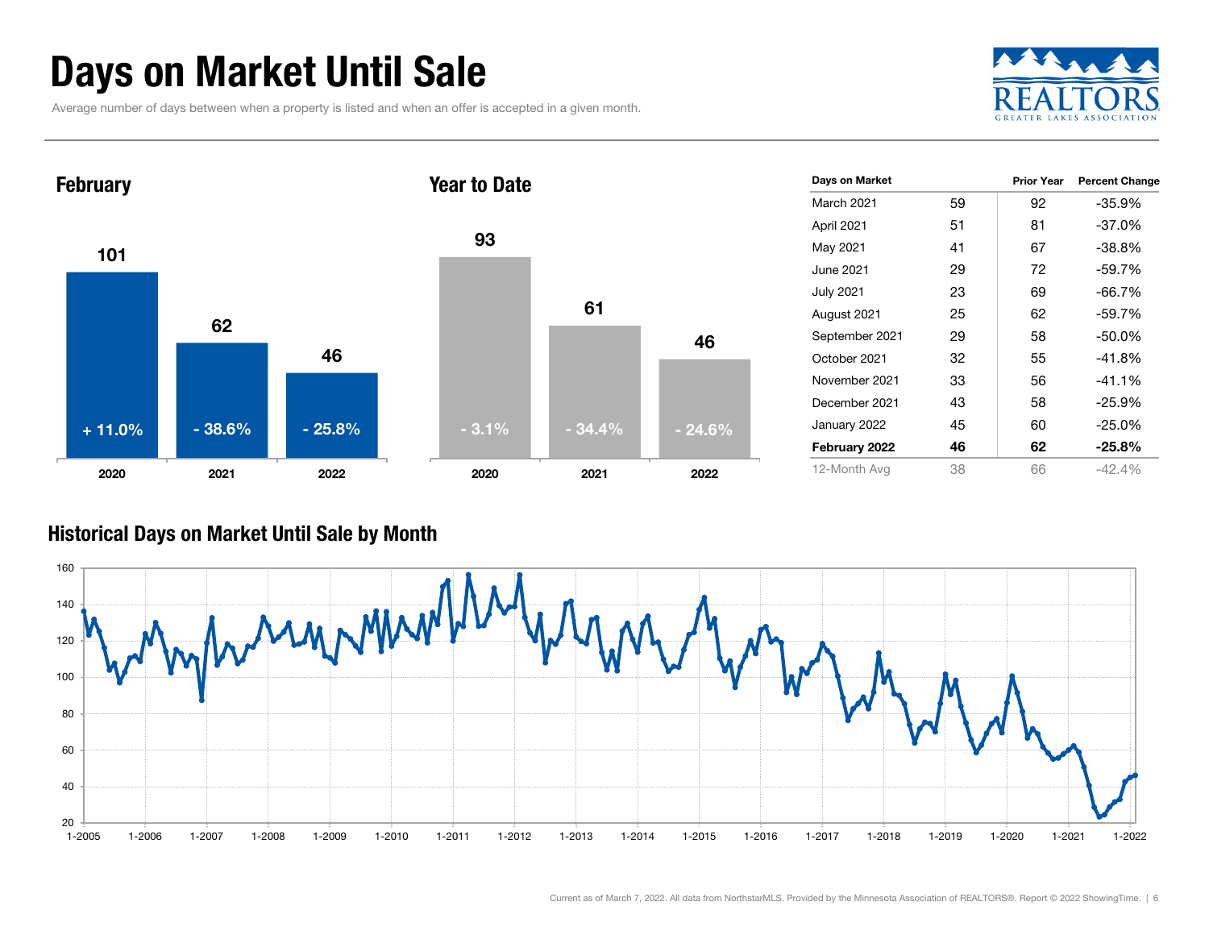# Days on Market Until Sale

Average number of days between when a property is listed and when an offer is accepted in a given month.

## February

| Year | Days | Change |
|---|---|---|
| 2020 | 101 | + 11.0% |
| 2021 | 62 | - 38.6% |
| 2022 | 46 | - 25.8% |

## Year to Date

| Year | Days | Change |
|---|---|---|
| 2020 | 93 | - 3.1% |
| 2021 | 61 | - 34.4% |
| 2022 | 46 | - 24.6% |

| Days on Market | | Prior Year | Percent Change |
|---|---|---|---|
| March 2021 | 59 | 92 | -35.9% |
| April 2021 | 51 | 81 | -37.0% |
| May 2021 | 41 | 67 | -38.8% |
| June 2021 | 29 | 72 | -59.7% |
| July 2021 | 23 | 69 | -66.7% |
| August 2021 | 25 | 62 | -59.7% |
| September 2021 | 29 | 58 | -50.0% |
| October 2021 | 32 | 55 | -41.8% |
| November 2021 | 33 | 56 | -41.1% |
| December 2021 | 43 | 58 | -25.9% |
| January 2022 | 45 | 60 | -25.0% |
| **February 2022** | **46** | **62** | **-25.8%** |
| 12-Month Avg | 38 | 66 | -42.4% |

## Historical Days on Market Until Sale by Month

Current as of March 7, 2022. All data from NorthstarMLS. Provided by the Minnesota Association of REALTORS®. Report © 2022 ShowingTime.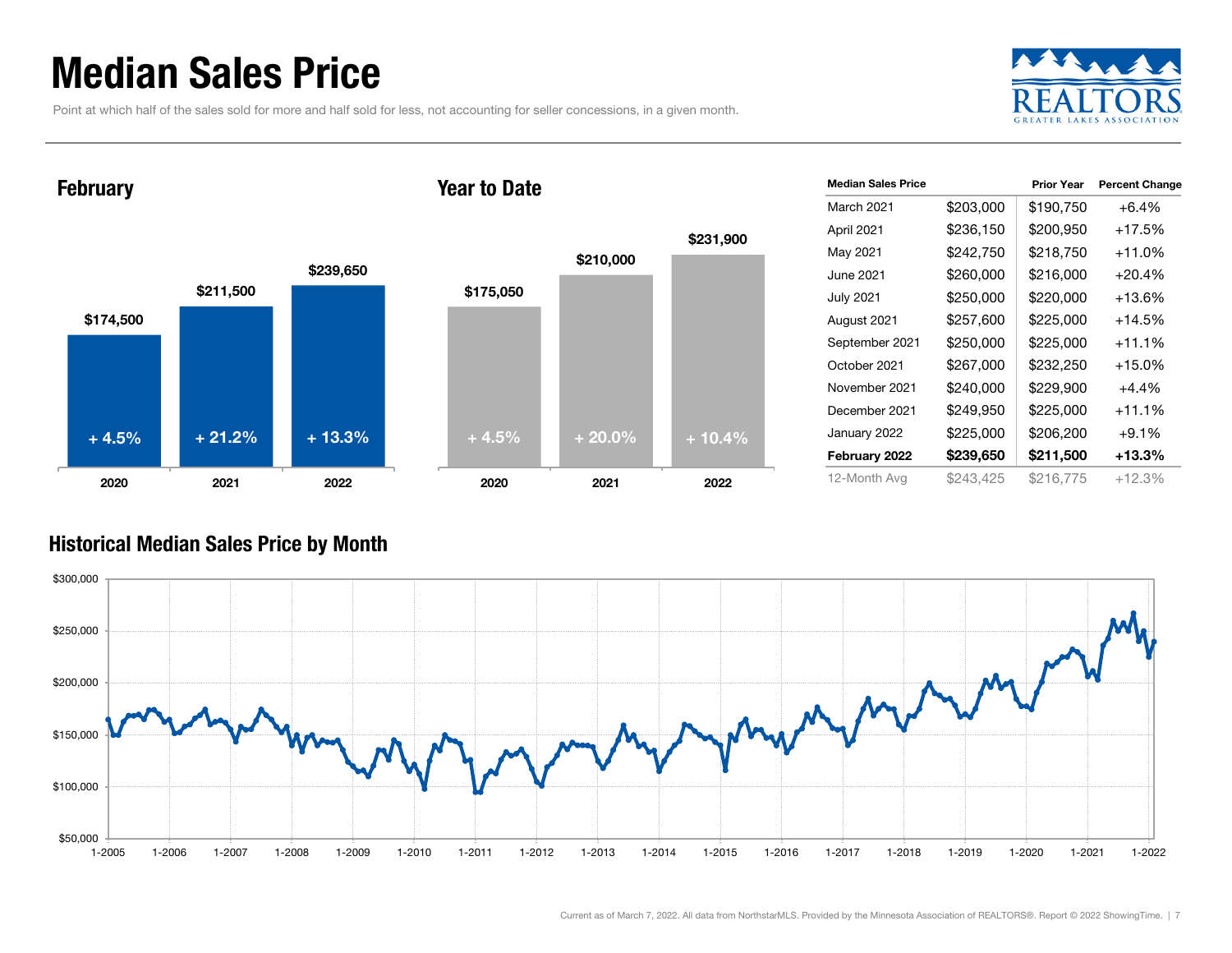# Median Sales Price

Point at which half of the sales sold for more and half sold for less, not accounting for seller concessions, in a given month.

## February

| | 2020 | 2021 | 2022 |
|---|---|---|---|
| Median Sales Price | $174,500 | $211,500 | $239,650 |
| Change | + 4.5% | + 21.2% | + 13.3% |

## Year to Date

| | 2020 | 2021 | 2022 |
|---|---|---|---|
| Median Sales Price | $175,050 | $210,000 | $231,900 |
| Change | + 4.5% | + 20.0% | + 10.4% |

| Median Sales Price | | Prior Year | Percent Change |
|---|---|---|---|
| March 2021 | $203,000 | $190,750 | +6.4% |
| April 2021 | $236,150 | $200,950 | +17.5% |
| May 2021 | $242,750 | $218,750 | +11.0% |
| June 2021 | $260,000 | $216,000 | +20.4% |
| July 2021 | $250,000 | $220,000 | +13.6% |
| August 2021 | $257,600 | $225,000 | +14.5% |
| September 2021 | $250,000 | $225,000 | +11.1% |
| October 2021 | $267,000 | $232,250 | +15.0% |
| November 2021 | $240,000 | $229,900 | +4.4% |
| December 2021 | $249,950 | $225,000 | +11.1% |
| January 2022 | $225,000 | $206,200 | +9.1% |
| **February 2022** | **$239,650** | **$211,500** | **+13.3%** |
| 12-Month Avg | $243,425 | $216,775 | +12.3% |

## Historical Median Sales Price by Month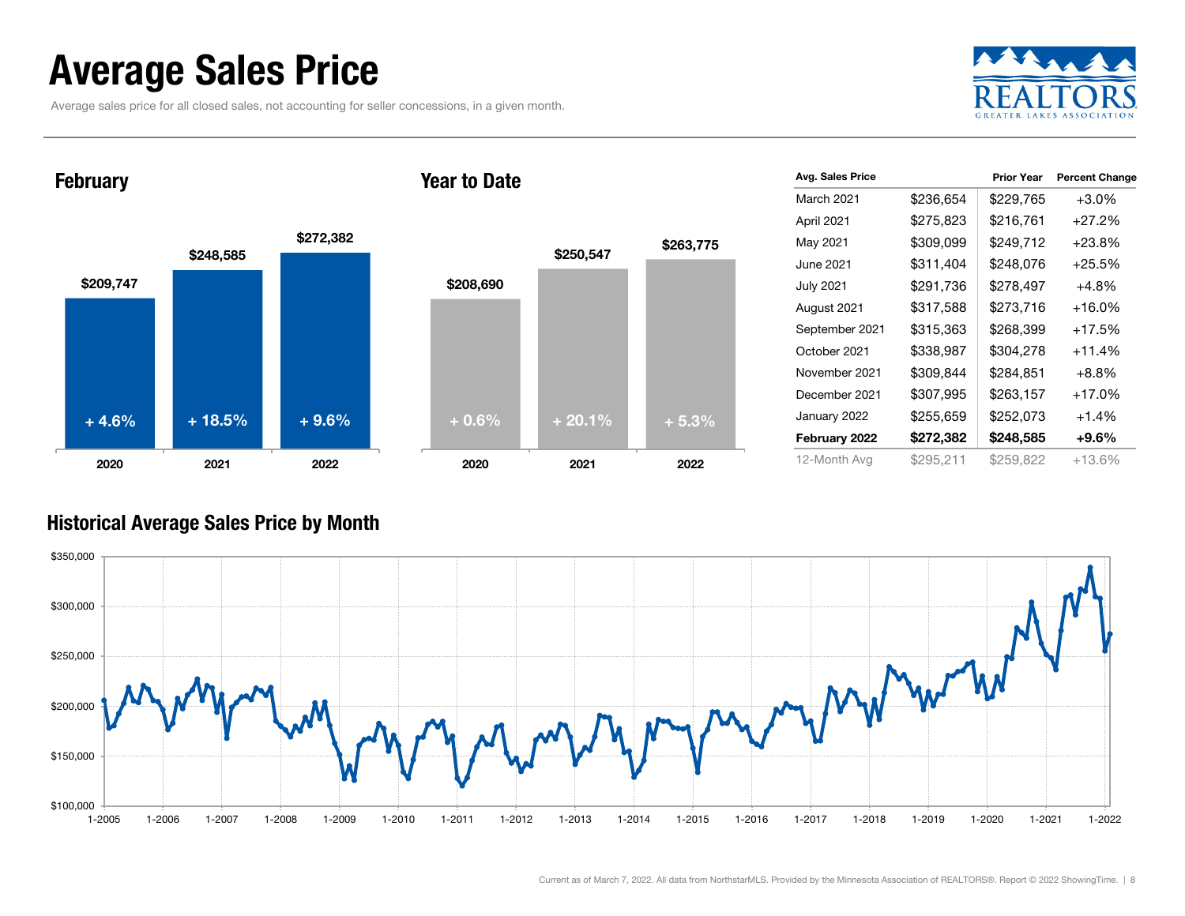# Average Sales Price

Average sales price for all closed sales, not accounting for seller concessions, in a given month.

## February

| Year | Average Sales Price | Change |
| --- | --- | --- |
| 2020 | $209,747 | + 4.6% |
| 2021 | $248,585 | + 18.5% |
| 2022 | $272,382 | + 9.6% |

## Year to Date

| Year | Average Sales Price | Change |
| --- | --- | --- |
| 2020 | $208,690 | + 0.6% |
| 2021 | $250,547 | + 20.1% |
| 2022 | $263,775 | + 5.3% |

| Avg. Sales Price | | Prior Year | Percent Change |
| --- | --- | --- | --- |
| March 2021 | $236,654 | $229,765 | +3.0% |
| April 2021 | $275,823 | $216,761 | +27.2% |
| May 2021 | $309,099 | $249,712 | +23.8% |
| June 2021 | $311,404 | $248,076 | +25.5% |
| July 2021 | $291,736 | $278,497 | +4.8% |
| August 2021 | $317,588 | $273,716 | +16.0% |
| September 2021 | $315,363 | $268,399 | +17.5% |
| October 2021 | $338,987 | $304,278 | +11.4% |
| November 2021 | $309,844 | $284,851 | +8.8% |
| December 2021 | $307,995 | $263,157 | +17.0% |
| January 2022 | $255,659 | $252,073 | +1.4% |
| **February 2022** | **$272,382** | **$248,585** | **+9.6%** |
| 12-Month Avg | $295,211 | $259,822 | +13.6% |

## Historical Average Sales Price by Month

Current as of March 7, 2022. All data from NorthstarMLS. Provided by the Minnesota Association of REALTORS®. Report © 2022 ShowingTime.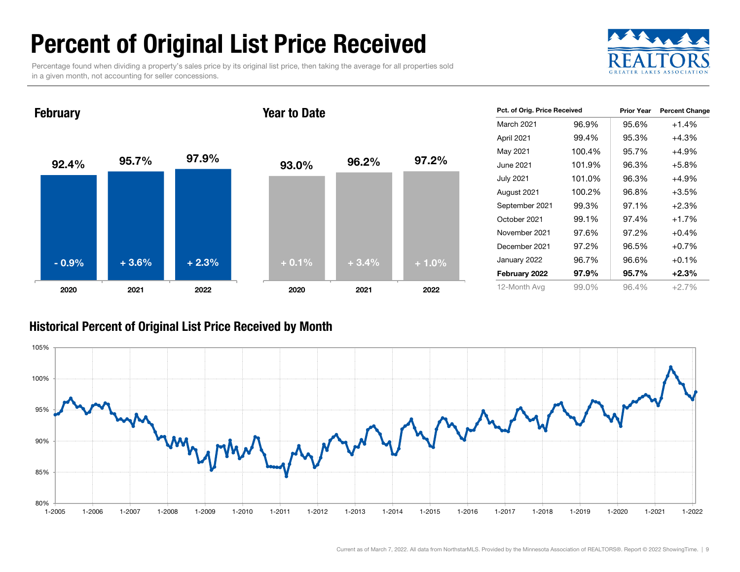# Percent of Original List Price Received

Percentage found when dividing a property's sales price by its original list price, then taking the average for all properties sold in a given month, not accounting for seller concessions.

### February

| Year | Value | Change |
|---|---|---|
| 2020 | 92.4% | - 0.9% |
| 2021 | 95.7% | + 3.6% |
| 2022 | 97.9% | + 2.3% |

### Year to Date

| Year | Value | Change |
|---|---|---|
| 2020 | 93.0% | + 0.1% |
| 2021 | 96.2% | + 3.4% |
| 2022 | 97.2% | + 1.0% |

| Pct. of Orig. Price Received | | Prior Year | Percent Change |
|---|---|---|---|
| March 2021 | 96.9% | 95.6% | +1.4% |
| April 2021 | 99.4% | 95.3% | +4.3% |
| May 2021 | 100.4% | 95.7% | +4.9% |
| June 2021 | 101.9% | 96.3% | +5.8% |
| July 2021 | 101.0% | 96.3% | +4.9% |
| August 2021 | 100.2% | 96.8% | +3.5% |
| September 2021 | 99.3% | 97.1% | +2.3% |
| October 2021 | 99.1% | 97.4% | +1.7% |
| November 2021 | 97.6% | 97.2% | +0.4% |
| December 2021 | 97.2% | 96.5% | +0.7% |
| January 2022 | 96.7% | 96.6% | +0.1% |
| **February 2022** | **97.9%** | **95.7%** | **+2.3%** |
| 12-Month Avg | 99.0% | 96.4% | +2.7% |

### Historical Percent of Original List Price Received by Month

Current as of March 7, 2022. All data from NorthstarMLS. Provided by the Minnesota Association of REALTORS®. Report © 2022 ShowingTime.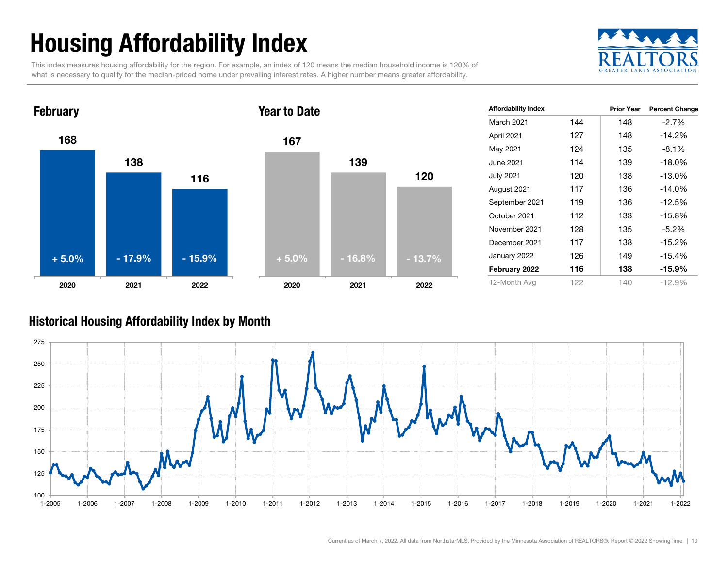# Housing Affordability Index

This index measures housing affordability for the region. For example, an index of 120 means the median household income is 120% of what is necessary to qualify for the median-priced home under prevailing interest rates. A higher number means greater affordability.

## February

| Year | Index | Change |
|---|---|---|
| 2020 | 168 | + 5.0% |
| 2021 | 138 | - 17.9% |
| 2022 | 116 | - 15.9% |

## Year to Date

| Year | Index | Change |
|---|---|---|
| 2020 | 167 | + 5.0% |
| 2021 | 139 | - 16.8% |
| 2022 | 120 | - 13.7% |

| Affordability Index | | Prior Year | Percent Change |
|---|---|---|---|
| March 2021 | 144 | 148 | -2.7% |
| April 2021 | 127 | 148 | -14.2% |
| May 2021 | 124 | 135 | -8.1% |
| June 2021 | 114 | 139 | -18.0% |
| July 2021 | 120 | 138 | -13.0% |
| August 2021 | 117 | 136 | -14.0% |
| September 2021 | 119 | 136 | -12.5% |
| October 2021 | 112 | 133 | -15.8% |
| November 2021 | 128 | 135 | -5.2% |
| December 2021 | 117 | 138 | -15.2% |
| January 2022 | 126 | 149 | -15.4% |
| **February 2022** | **116** | **138** | **-15.9%** |
| 12-Month Avg | 122 | 140 | -12.9% |

## Historical Housing Affordability Index by Month

Current as of March 7, 2022. All data from NorthstarMLS. Provided by the Minnesota Association of REALTORS®. Report © 2022 ShowingTime.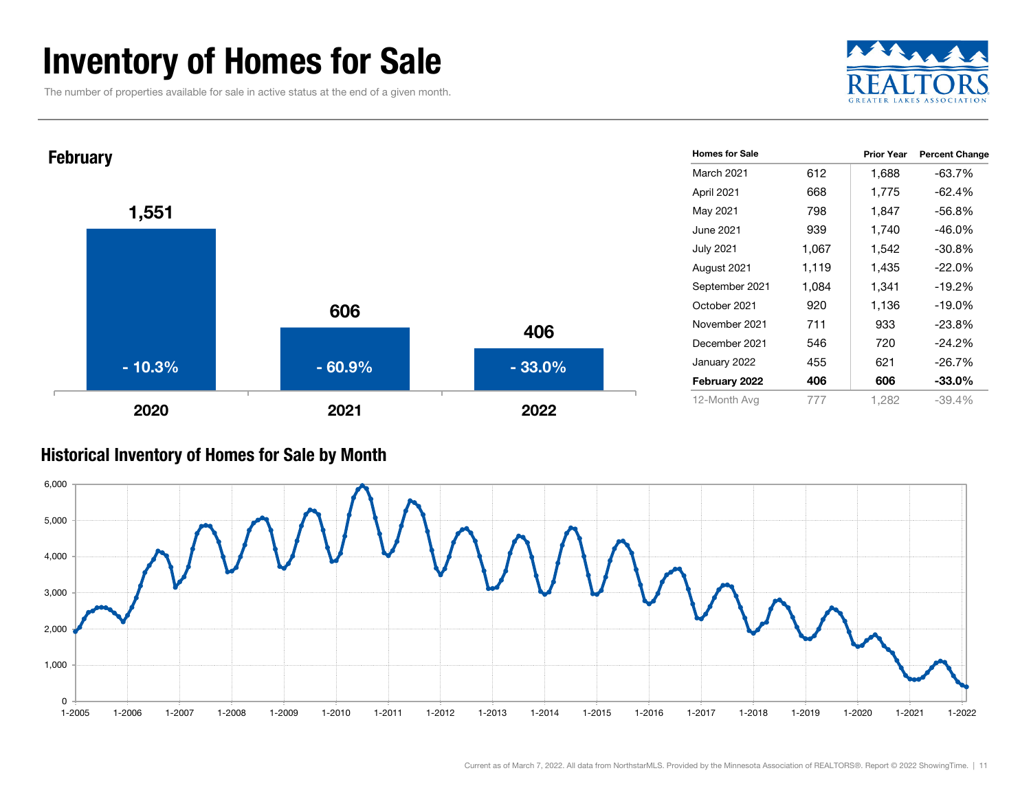# Inventory of Homes for Sale

The number of properties available for sale in active status at the end of a given month.

## February

| Year | Homes for Sale | Percent Change |
|---|---|---|
| 2020 | 1,551 | - 10.3% |
| 2021 | 606 | - 60.9% |
| 2022 | 406 | - 33.0% |

| Homes for Sale | | Prior Year | Percent Change |
|---|---|---|---|
| March 2021 | 612 | 1,688 | -63.7% |
| April 2021 | 668 | 1,775 | -62.4% |
| May 2021 | 798 | 1,847 | -56.8% |
| June 2021 | 939 | 1,740 | -46.0% |
| July 2021 | 1,067 | 1,542 | -30.8% |
| August 2021 | 1,119 | 1,435 | -22.0% |
| September 2021 | 1,084 | 1,341 | -19.2% |
| October 2021 | 920 | 1,136 | -19.0% |
| November 2021 | 711 | 933 | -23.8% |
| December 2021 | 546 | 720 | -24.2% |
| January 2022 | 455 | 621 | -26.7% |
| **February 2022** | **406** | **606** | **-33.0%** |
| 12-Month Avg | 777 | 1,282 | -39.4% |

## Historical Inventory of Homes for Sale by Month

Current as of March 7, 2022. All data from NorthstarMLS. Provided by the Minnesota Association of REALTORS®. Report © 2022 ShowingTime.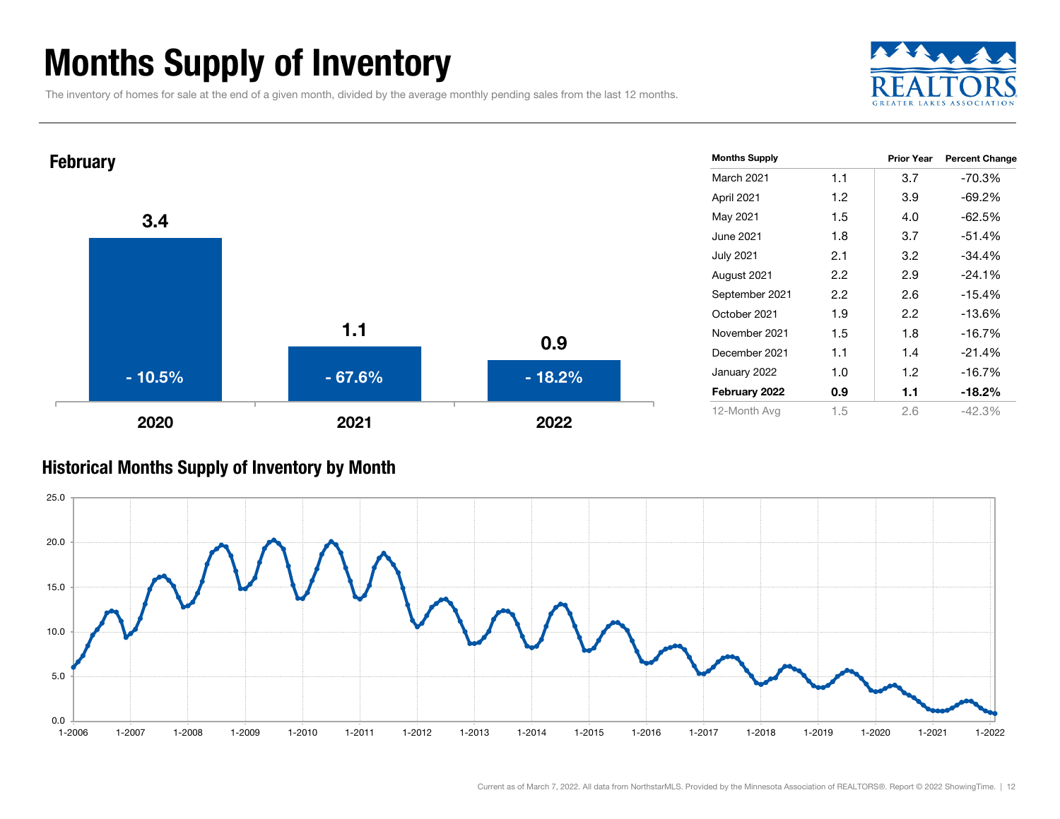# Months Supply of Inventory

The inventory of homes for sale at the end of a given month, divided by the average monthly pending sales from the last 12 months.

## February

| Year | Months Supply | Percent Change |
|---|---|---|
| 2020 | 3.4 | - 10.5% |
| 2021 | 1.1 | - 67.6% |
| 2022 | 0.9 | - 18.2% |

| Months Supply | | Prior Year | Percent Change |
|---|---|---|---|
| March 2021 | 1.1 | 3.7 | -70.3% |
| April 2021 | 1.2 | 3.9 | -69.2% |
| May 2021 | 1.5 | 4.0 | -62.5% |
| June 2021 | 1.8 | 3.7 | -51.4% |
| July 2021 | 2.1 | 3.2 | -34.4% |
| August 2021 | 2.2 | 2.9 | -24.1% |
| September 2021 | 2.2 | 2.6 | -15.4% |
| October 2021 | 1.9 | 2.2 | -13.6% |
| November 2021 | 1.5 | 1.8 | -16.7% |
| December 2021 | 1.1 | 1.4 | -21.4% |
| January 2022 | 1.0 | 1.2 | -16.7% |
| **February 2022** | **0.9** | **1.1** | **-18.2%** |
| 12-Month Avg | 1.5 | 2.6 | -42.3% |

## Historical Months Supply of Inventory by Month

Current as of March 7, 2022. All data from NorthstarMLS. Provided by the Minnesota Association of REALTORS®. Report © 2022 ShowingTime.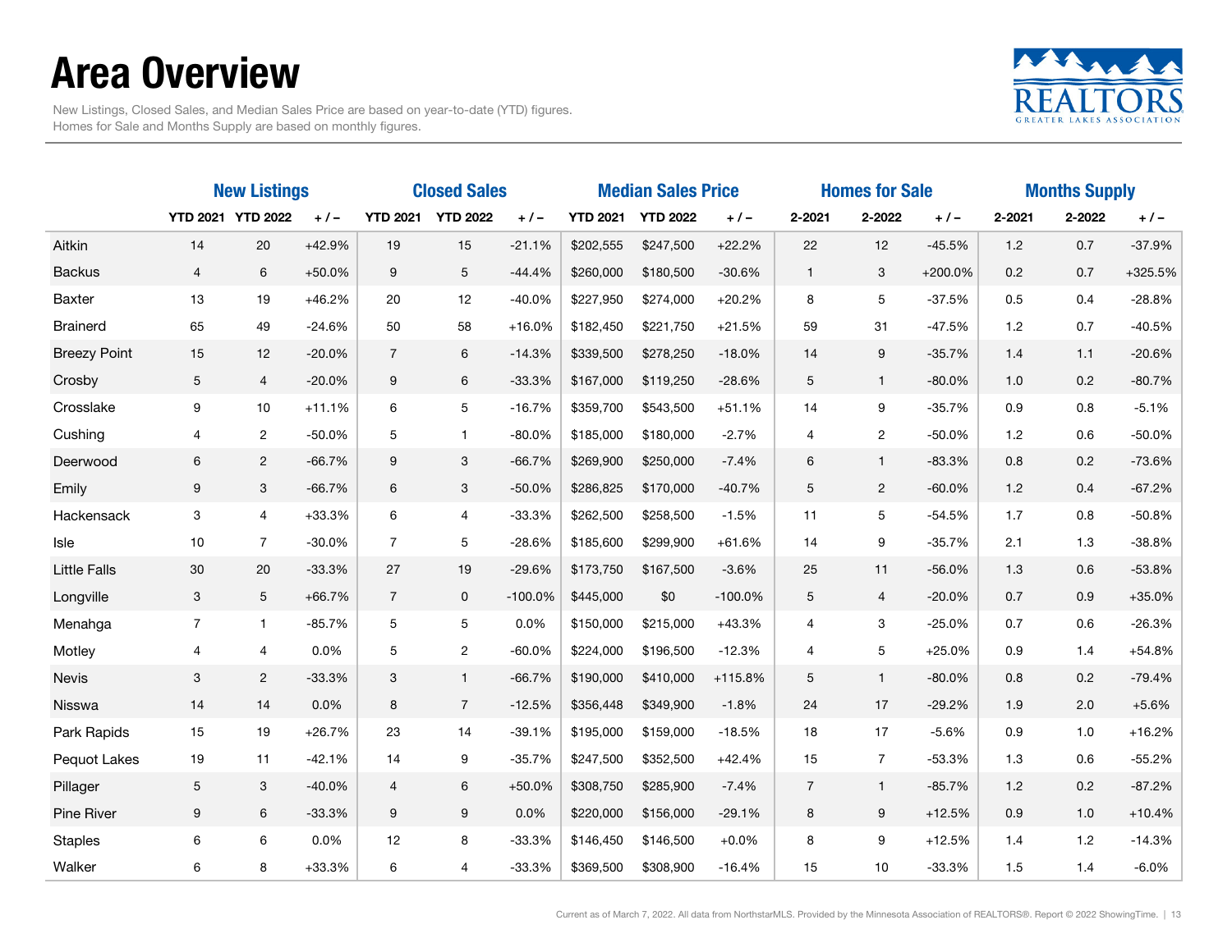# Area Overview

New Listings, Closed Sales, and Median Sales Price are based on year-to-date (YTD) figures.
Homes for Sale and Months Supply are based on monthly figures.

| | New Listings | | | Closed Sales | | | Median Sales Price | | | Homes for Sale | | | Months Supply | | |
|---|---|---|---|---|---|---|---|---|---|---|---|---|---|---|---|
| | YTD 2021 | YTD 2022 | + / – | YTD 2021 | YTD 2022 | + / – | YTD 2021 | YTD 2022 | + / – | 2-2021 | 2-2022 | + / – | 2-2021 | 2-2022 | + / – |
| Aitkin | 14 | 20 | +42.9% | 19 | 15 | -21.1% | $202,555 | $247,500 | +22.2% | 22 | 12 | -45.5% | 1.2 | 0.7 | -37.9% |
| Backus | 4 | 6 | +50.0% | 9 | 5 | -44.4% | $260,000 | $180,500 | -30.6% | 1 | 3 | +200.0% | 0.2 | 0.7 | +325.5% |
| Baxter | 13 | 19 | +46.2% | 20 | 12 | -40.0% | $227,950 | $274,000 | +20.2% | 8 | 5 | -37.5% | 0.5 | 0.4 | -28.8% |
| Brainerd | 65 | 49 | -24.6% | 50 | 58 | +16.0% | $182,450 | $221,750 | +21.5% | 59 | 31 | -47.5% | 1.2 | 0.7 | -40.5% |
| Breezy Point | 15 | 12 | -20.0% | 7 | 6 | -14.3% | $339,500 | $278,250 | -18.0% | 14 | 9 | -35.7% | 1.4 | 1.1 | -20.6% |
| Crosby | 5 | 4 | -20.0% | 9 | 6 | -33.3% | $167,000 | $119,250 | -28.6% | 5 | 1 | -80.0% | 1.0 | 0.2 | -80.7% |
| Crosslake | 9 | 10 | +11.1% | 6 | 5 | -16.7% | $359,700 | $543,500 | +51.1% | 14 | 9 | -35.7% | 0.9 | 0.8 | -5.1% |
| Cushing | 4 | 2 | -50.0% | 5 | 1 | -80.0% | $185,000 | $180,000 | -2.7% | 4 | 2 | -50.0% | 1.2 | 0.6 | -50.0% |
| Deerwood | 6 | 2 | -66.7% | 9 | 3 | -66.7% | $269,900 | $250,000 | -7.4% | 6 | 1 | -83.3% | 0.8 | 0.2 | -73.6% |
| Emily | 9 | 3 | -66.7% | 6 | 3 | -50.0% | $286,825 | $170,000 | -40.7% | 5 | 2 | -60.0% | 1.2 | 0.4 | -67.2% |
| Hackensack | 3 | 4 | +33.3% | 6 | 4 | -33.3% | $262,500 | $258,500 | -1.5% | 11 | 5 | -54.5% | 1.7 | 0.8 | -50.8% |
| Isle | 10 | 7 | -30.0% | 7 | 5 | -28.6% | $185,600 | $299,900 | +61.6% | 14 | 9 | -35.7% | 2.1 | 1.3 | -38.8% |
| Little Falls | 30 | 20 | -33.3% | 27 | 19 | -29.6% | $173,750 | $167,500 | -3.6% | 25 | 11 | -56.0% | 1.3 | 0.6 | -53.8% |
| Longville | 3 | 5 | +66.7% | 7 | 0 | -100.0% | $445,000 | $0 | -100.0% | 5 | 4 | -20.0% | 0.7 | 0.9 | +35.0% |
| Menahga | 7 | 1 | -85.7% | 5 | 5 | 0.0% | $150,000 | $215,000 | +43.3% | 4 | 3 | -25.0% | 0.7 | 0.6 | -26.3% |
| Motley | 4 | 4 | 0.0% | 5 | 2 | -60.0% | $224,000 | $196,500 | -12.3% | 4 | 5 | +25.0% | 0.9 | 1.4 | +54.8% |
| Nevis | 3 | 2 | -33.3% | 3 | 1 | -66.7% | $190,000 | $410,000 | +115.8% | 5 | 1 | -80.0% | 0.8 | 0.2 | -79.4% |
| Nisswa | 14 | 14 | 0.0% | 8 | 7 | -12.5% | $356,448 | $349,900 | -1.8% | 24 | 17 | -29.2% | 1.9 | 2.0 | +5.6% |
| Park Rapids | 15 | 19 | +26.7% | 23 | 14 | -39.1% | $195,000 | $159,000 | -18.5% | 18 | 17 | -5.6% | 0.9 | 1.0 | +16.2% |
| Pequot Lakes | 19 | 11 | -42.1% | 14 | 9 | -35.7% | $247,500 | $352,500 | +42.4% | 15 | 7 | -53.3% | 1.3 | 0.6 | -55.2% |
| Pillager | 5 | 3 | -40.0% | 4 | 6 | +50.0% | $308,750 | $285,900 | -7.4% | 7 | 1 | -85.7% | 1.2 | 0.2 | -87.2% |
| Pine River | 9 | 6 | -33.3% | 9 | 9 | 0.0% | $220,000 | $156,000 | -29.1% | 8 | 9 | +12.5% | 0.9 | 1.0 | +10.4% |
| Staples | 6 | 6 | 0.0% | 12 | 8 | -33.3% | $146,450 | $146,500 | +0.0% | 8 | 9 | +12.5% | 1.4 | 1.2 | -14.3% |
| Walker | 6 | 8 | +33.3% | 6 | 4 | -33.3% | $369,500 | $308,900 | -16.4% | 15 | 10 | -33.3% | 1.5 | 1.4 | -6.0% |

Current as of March 7, 2022. All data from NorthstarMLS. Provided by the Minnesota Association of REALTORS®. Report © 2022 ShowingTime.